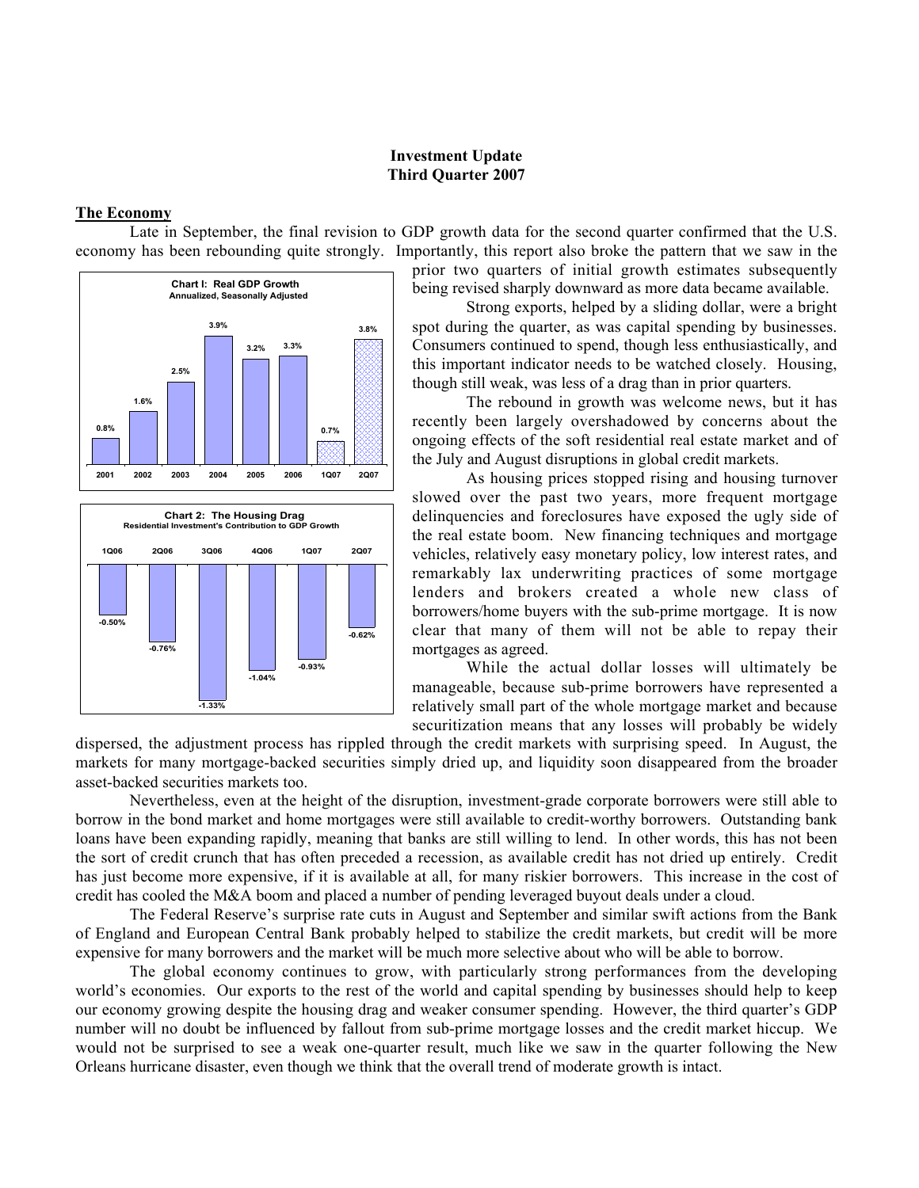**Investment Update**
**Third Quarter 2007**

**The Economy**

Late in September, the final revision to GDP growth data for the second quarter confirmed that the U.S. economy has been rebounding quite strongly. Importantly, this report also broke the pattern that we saw in the prior two quarters of initial growth estimates subsequently being revised sharply downward as more data became available.

**Chart I: Real GDP Growth**
Annualized, Seasonally Adjusted

| 2001 | 2002 | 2003 | 2004 | 2005 | 2006 | 1Q07 | 2Q07 |
|---|---|---|---|---|---|---|---|
| 0.8% | 1.6% | 2.5% | 3.9% | 3.2% | 3.3% | 0.7% | 3.8% |

**Chart 2: The Housing Drag**
Residential Investment's Contribution to GDP Growth

| 1Q06 | 2Q06 | 3Q06 | 4Q06 | 1Q07 | 2Q07 |
|---|---|---|---|---|---|
| -0.50% | -0.76% | -1.33% | -1.04% | -0.93% | -0.62% |

Strong exports, helped by a sliding dollar, were a bright spot during the quarter, as was capital spending by businesses. Consumers continued to spend, though less enthusiastically, and this important indicator needs to be watched closely. Housing, though still weak, was less of a drag than in prior quarters.

The rebound in growth was welcome news, but it has recently been largely overshadowed by concerns about the ongoing effects of the soft residential real estate market and of the July and August disruptions in global credit markets.

As housing prices stopped rising and housing turnover slowed over the past two years, more frequent mortgage delinquencies and foreclosures have exposed the ugly side of the real estate boom. New financing techniques and mortgage vehicles, relatively easy monetary policy, low interest rates, and remarkably lax underwriting practices of some mortgage lenders and brokers created a whole new class of borrowers/home buyers with the sub-prime mortgage. It is now clear that many of them will not be able to repay their mortgages as agreed.

While the actual dollar losses will ultimately be manageable, because sub-prime borrowers have represented a relatively small part of the whole mortgage market and because securitization means that any losses will probably be widely dispersed, the adjustment process has rippled through the credit markets with surprising speed. In August, the markets for many mortgage-backed securities simply dried up, and liquidity soon disappeared from the broader asset-backed securities markets too.

Nevertheless, even at the height of the disruption, investment-grade corporate borrowers were still able to borrow in the bond market and home mortgages were still available to credit-worthy borrowers. Outstanding bank loans have been expanding rapidly, meaning that banks are still willing to lend. In other words, this has not been the sort of credit crunch that has often preceded a recession, as available credit has not dried up entirely. Credit has just become more expensive, if it is available at all, for many riskier borrowers. This increase in the cost of credit has cooled the M&A boom and placed a number of pending leveraged buyout deals under a cloud.

The Federal Reserve's surprise rate cuts in August and September and similar swift actions from the Bank of England and European Central Bank probably helped to stabilize the credit markets, but credit will be more expensive for many borrowers and the market will be much more selective about who will be able to borrow.

The global economy continues to grow, with particularly strong performances from the developing world's economies. Our exports to the rest of the world and capital spending by businesses should help to keep our economy growing despite the housing drag and weaker consumer spending. However, the third quarter's GDP number will no doubt be influenced by fallout from sub-prime mortgage losses and the credit market hiccup. We would not be surprised to see a weak one-quarter result, much like we saw in the quarter following the New Orleans hurricane disaster, even though we think that the overall trend of moderate growth is intact.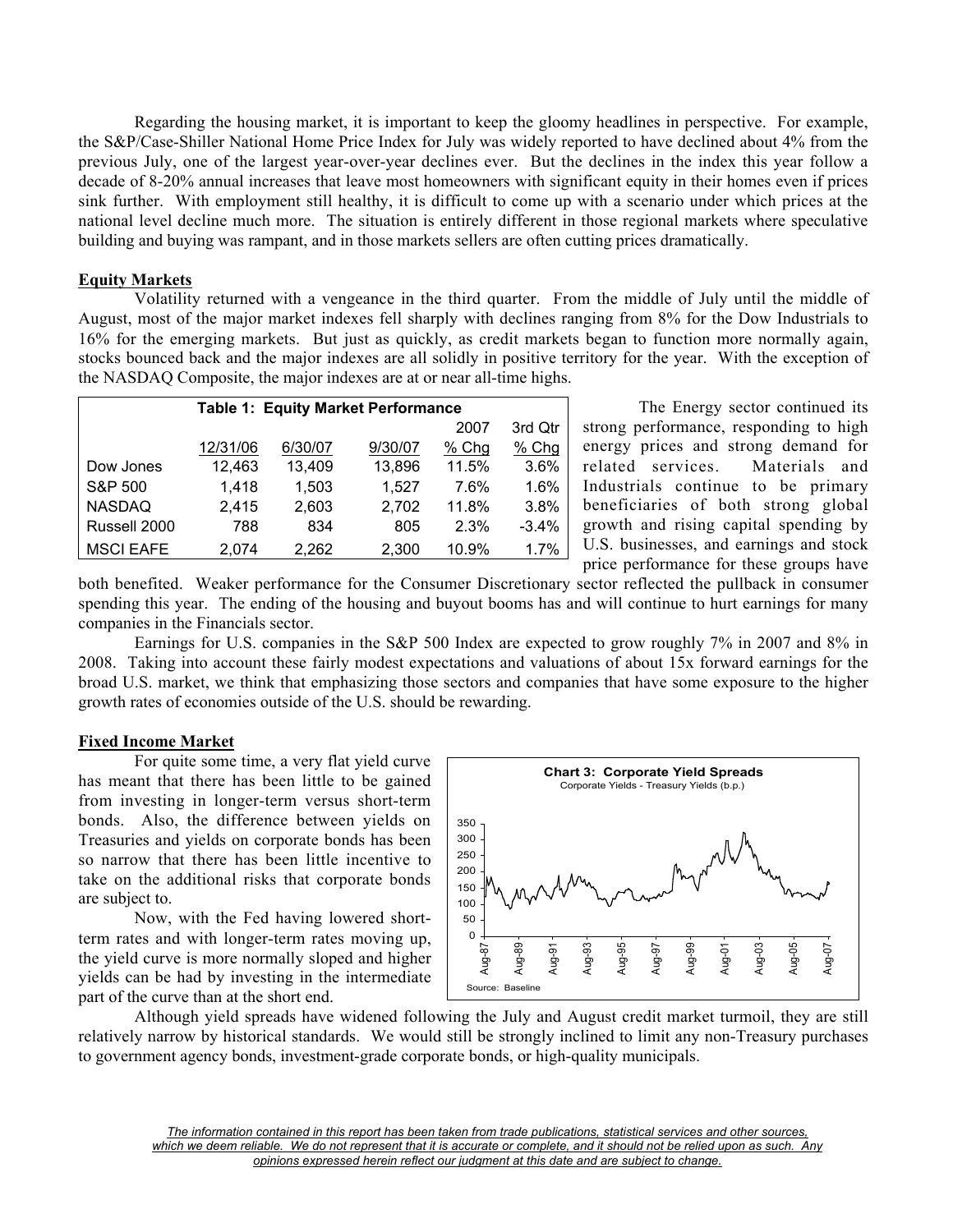Regarding the housing market, it is important to keep the gloomy headlines in perspective. For example, the S&P/Case-Shiller National Home Price Index for July was widely reported to have declined about 4% from the previous July, one of the largest year-over-year declines ever. But the declines in the index this year follow a decade of 8-20% annual increases that leave most homeowners with significant equity in their homes even if prices sink further. With employment still healthy, it is difficult to come up with a scenario under which prices at the national level decline much more. The situation is entirely different in those regional markets where speculative building and buying was rampant, and in those markets sellers are often cutting prices dramatically.

**Equity Markets**

Volatility returned with a vengeance in the third quarter. From the middle of July until the middle of August, most of the major market indexes fell sharply with declines ranging from 8% for the Dow Industrials to 16% for the emerging markets. But just as quickly, as credit markets began to function more normally again, stocks bounced back and the major indexes are all solidly in positive territory for the year. With the exception of the NASDAQ Composite, the major indexes are at or near all-time highs.

**Table 1: Equity Market Performance**

| | 12/31/06 | 6/30/07 | 9/30/07 | 2007 % Chg | 3rd Qtr % Chg |
|---|---|---|---|---|---|
| Dow Jones | 12,463 | 13,409 | 13,896 | 11.5% | 3.6% |
| S&P 500 | 1,418 | 1,503 | 1,527 | 7.6% | 1.6% |
| NASDAQ | 2,415 | 2,603 | 2,702 | 11.8% | 3.8% |
| Russell 2000 | 788 | 834 | 805 | 2.3% | -3.4% |
| MSCI EAFE | 2,074 | 2,262 | 2,300 | 10.9% | 1.7% |

The Energy sector continued its strong performance, responding to high energy prices and strong demand for related services. Materials and Industrials continue to be primary beneficiaries of both strong global growth and rising capital spending by U.S. businesses, and earnings and stock price performance for these groups have both benefited. Weaker performance for the Consumer Discretionary sector reflected the pullback in consumer spending this year. The ending of the housing and buyout booms has and will continue to hurt earnings for many companies in the Financials sector.

Earnings for U.S. companies in the S&P 500 Index are expected to grow roughly 7% in 2007 and 8% in 2008. Taking into account these fairly modest expectations and valuations of about 15x forward earnings for the broad U.S. market, we think that emphasizing those sectors and companies that have some exposure to the higher growth rates of economies outside of the U.S. should be rewarding.

**Fixed Income Market**

For quite some time, a very flat yield curve has meant that there has been little to be gained from investing in longer-term versus short-term bonds. Also, the difference between yields on Treasuries and yields on corporate bonds has been so narrow that there has been little incentive to take on the additional risks that corporate bonds are subject to.

Now, with the Fed having lowered short-term rates and with longer-term rates moving up, the yield curve is more normally sloped and higher yields can be had by investing in the intermediate part of the curve than at the short end.

**Chart 3: Corporate Yield Spreads**

Corporate Yields - Treasury Yields (b.p.)

350
300
250
200
150
100
50
0

Aug-87 Aug-89 Aug-91 Aug-93 Aug-95 Aug-97 Aug-99 Aug-01 Aug-03 Aug-05 Aug-07

Source: Baseline

Although yield spreads have widened following the July and August credit market turmoil, they are still relatively narrow by historical standards. We would still be strongly inclined to limit any non-Treasury purchases to government agency bonds, investment-grade corporate bonds, or high-quality municipals.

*The information contained in this report has been taken from trade publications, statistical services and other sources, which we deem reliable. We do not represent that it is accurate or complete, and it should not be relied upon as such. Any opinions expressed herein reflect our judgment at this date and are subject to change.*